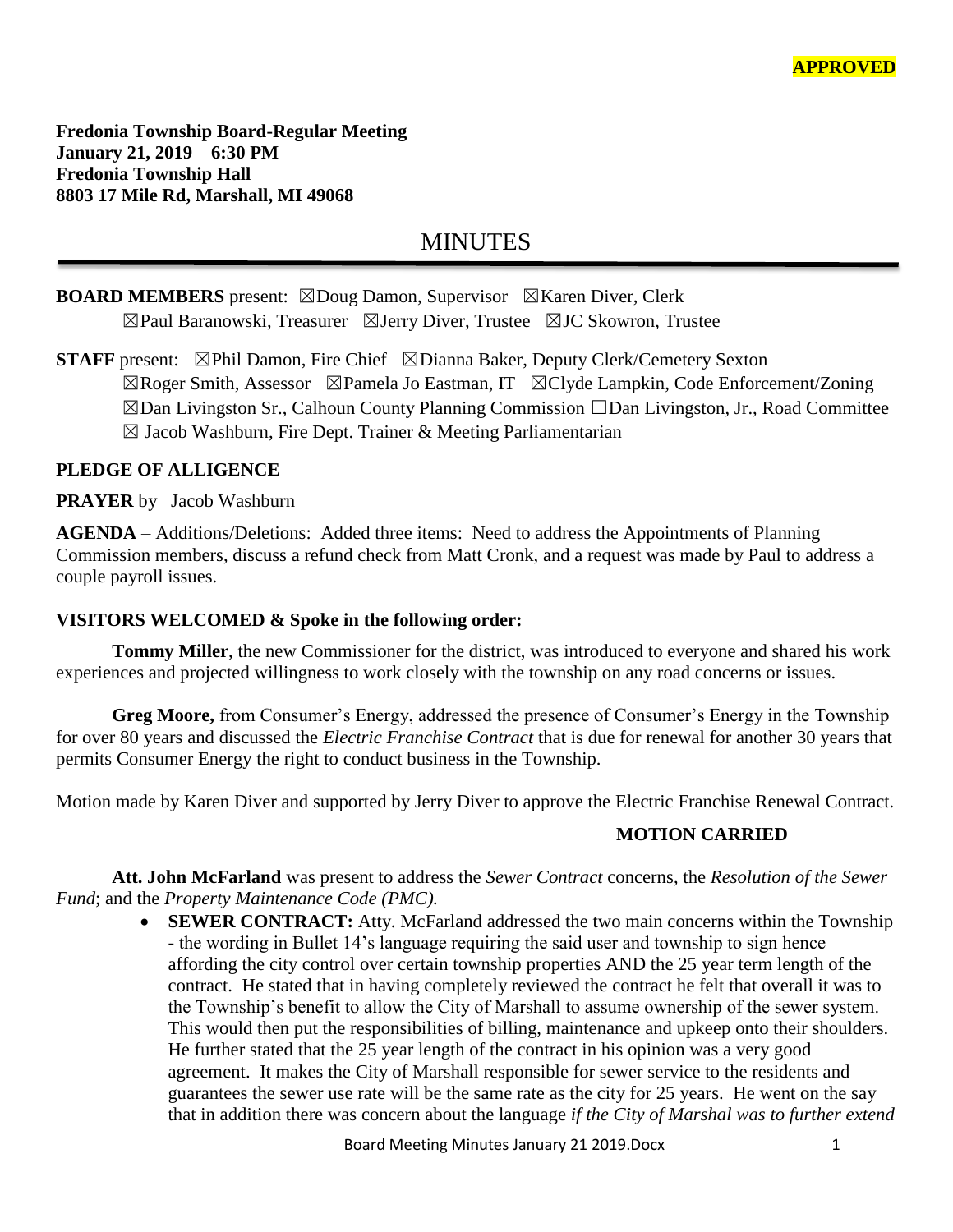**APPROVED**

**Fredonia Township Board-Regular Meeting**
**January 21, 2019 6:30 PM**
**Fredonia Township Hall**
**8803 17 Mile Rd, Marshall, MI 49068**

# MINUTES

**BOARD MEMBERS** present: ☒Doug Damon, Supervisor ☒Karen Diver, Clerk
☒Paul Baranowski, Treasurer ☒Jerry Diver, Trustee ☒JC Skowron, Trustee

**STAFF** present: ☒Phil Damon, Fire Chief ☒Dianna Baker, Deputy Clerk/Cemetery Sexton
☒Roger Smith, Assessor ☒Pamela Jo Eastman, IT ☒Clyde Lampkin, Code Enforcement/Zoning
☒Dan Livingston Sr., Calhoun County Planning Commission ☐Dan Livingston, Jr., Road Committee
☒ Jacob Washburn, Fire Dept. Trainer & Meeting Parliamentarian

**PLEDGE OF ALLIGENCE**

**PRAYER** by Jacob Washburn

**AGENDA** – Additions/Deletions: Added three items: Need to address the Appointments of Planning Commission members, discuss a refund check from Matt Cronk, and a request was made by Paul to address a couple payroll issues.

**VISITORS WELCOMED & Spoke in the following order:**

**Tommy Miller**, the new Commissioner for the district, was introduced to everyone and shared his work experiences and projected willingness to work closely with the township on any road concerns or issues.

**Greg Moore,** from Consumer's Energy, addressed the presence of Consumer's Energy in the Township for over 80 years and discussed the *Electric Franchise Contract* that is due for renewal for another 30 years that permits Consumer Energy the right to conduct business in the Township.

Motion made by Karen Diver and supported by Jerry Diver to approve the Electric Franchise Renewal Contract.

**MOTION CARRIED**

**Att. John McFarland** was present to address the *Sewer Contract* concerns, the *Resolution of the Sewer Fund*; and the *Property Maintenance Code (PMC).*

- **SEWER CONTRACT:** Atty. McFarland addressed the two main concerns within the Township - the wording in Bullet 14's language requiring the said user and township to sign hence affording the city control over certain township properties AND the 25 year term length of the contract. He stated that in having completely reviewed the contract he felt that overall it was to the Township's benefit to allow the City of Marshall to assume ownership of the sewer system. This would then put the responsibilities of billing, maintenance and upkeep onto their shoulders. He further stated that the 25 year length of the contract in his opinion was a very good agreement. It makes the City of Marshall responsible for sewer service to the residents and guarantees the sewer use rate will be the same rate as the city for 25 years. He went on the say that in addition there was concern about the language *if the City of Marshal was to further extend*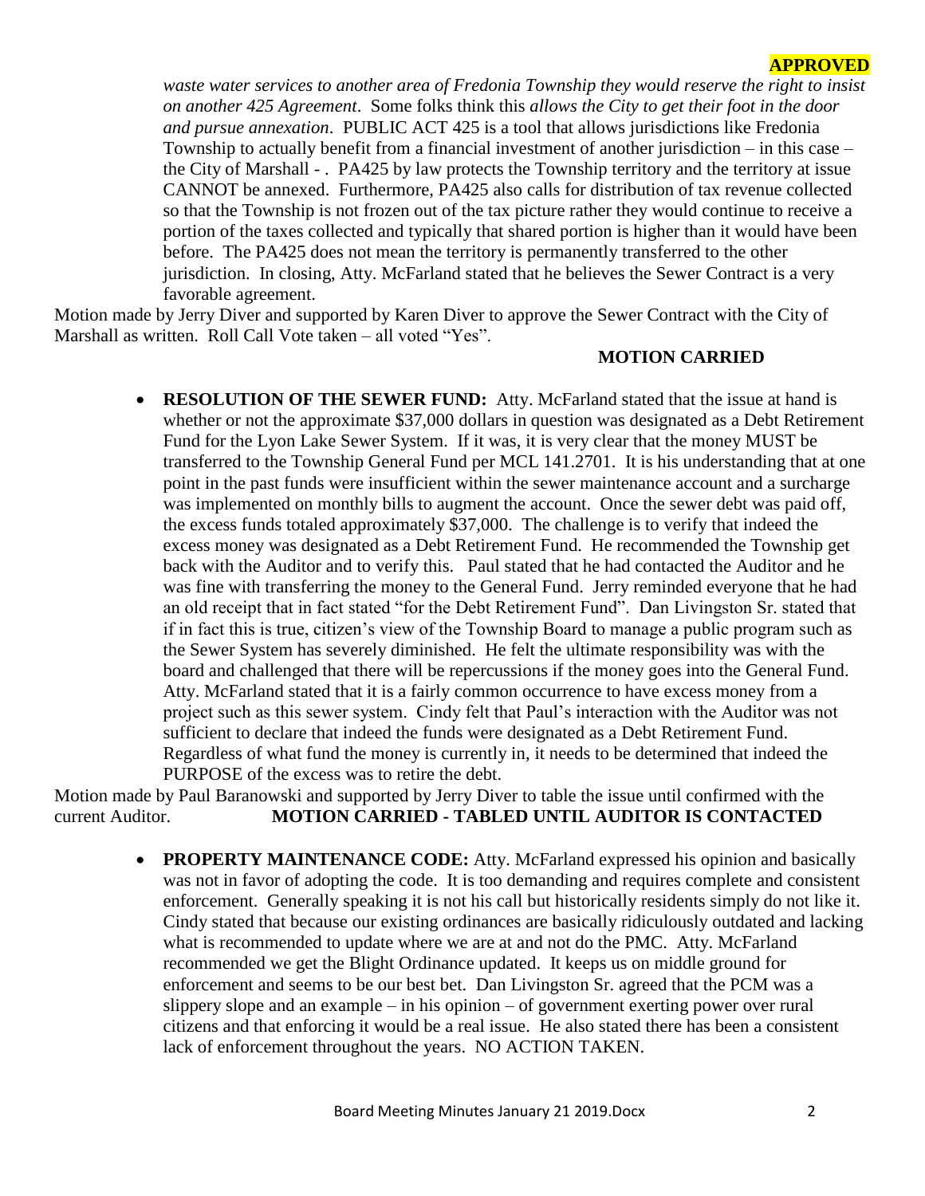**APPROVED**

*waste water services to another area of Fredonia Township they would reserve the right to insist on another 425 Agreement*. Some folks think this *allows the City to get their foot in the door and pursue annexation*. PUBLIC ACT 425 is a tool that allows jurisdictions like Fredonia Township to actually benefit from a financial investment of another jurisdiction – in this case – the City of Marshall - . PA425 by law protects the Township territory and the territory at issue CANNOT be annexed. Furthermore, PA425 also calls for distribution of tax revenue collected so that the Township is not frozen out of the tax picture rather they would continue to receive a portion of the taxes collected and typically that shared portion is higher than it would have been before. The PA425 does not mean the territory is permanently transferred to the other jurisdiction. In closing, Atty. McFarland stated that he believes the Sewer Contract is a very favorable agreement.

Motion made by Jerry Diver and supported by Karen Diver to approve the Sewer Contract with the City of Marshall as written. Roll Call Vote taken – all voted "Yes".

**MOTION CARRIED**

- **RESOLUTION OF THE SEWER FUND:** Atty. McFarland stated that the issue at hand is whether or not the approximate $37,000 dollars in question was designated as a Debt Retirement Fund for the Lyon Lake Sewer System. If it was, it is very clear that the money MUST be transferred to the Township General Fund per MCL 141.2701. It is his understanding that at one point in the past funds were insufficient within the sewer maintenance account and a surcharge was implemented on monthly bills to augment the account. Once the sewer debt was paid off, the excess funds totaled approximately $37,000. The challenge is to verify that indeed the excess money was designated as a Debt Retirement Fund. He recommended the Township get back with the Auditor and to verify this. Paul stated that he had contacted the Auditor and he was fine with transferring the money to the General Fund. Jerry reminded everyone that he had an old receipt that in fact stated "for the Debt Retirement Fund". Dan Livingston Sr. stated that if in fact this is true, citizen's view of the Township Board to manage a public program such as the Sewer System has severely diminished. He felt the ultimate responsibility was with the board and challenged that there will be repercussions if the money goes into the General Fund. Atty. McFarland stated that it is a fairly common occurrence to have excess money from a project such as this sewer system. Cindy felt that Paul's interaction with the Auditor was not sufficient to declare that indeed the funds were designated as a Debt Retirement Fund. Regardless of what fund the money is currently in, it needs to be determined that indeed the PURPOSE of the excess was to retire the debt.

Motion made by Paul Baranowski and supported by Jerry Diver to table the issue until confirmed with the current Auditor. **MOTION CARRIED - TABLED UNTIL AUDITOR IS CONTACTED**

- **PROPERTY MAINTENANCE CODE:** Atty. McFarland expressed his opinion and basically was not in favor of adopting the code. It is too demanding and requires complete and consistent enforcement. Generally speaking it is not his call but historically residents simply do not like it. Cindy stated that because our existing ordinances are basically ridiculously outdated and lacking what is recommended to update where we are at and not do the PMC. Atty. McFarland recommended we get the Blight Ordinance updated. It keeps us on middle ground for enforcement and seems to be our best bet. Dan Livingston Sr. agreed that the PCM was a slippery slope and an example – in his opinion – of government exerting power over rural citizens and that enforcing it would be a real issue. He also stated there has been a consistent lack of enforcement throughout the years. NO ACTION TAKEN.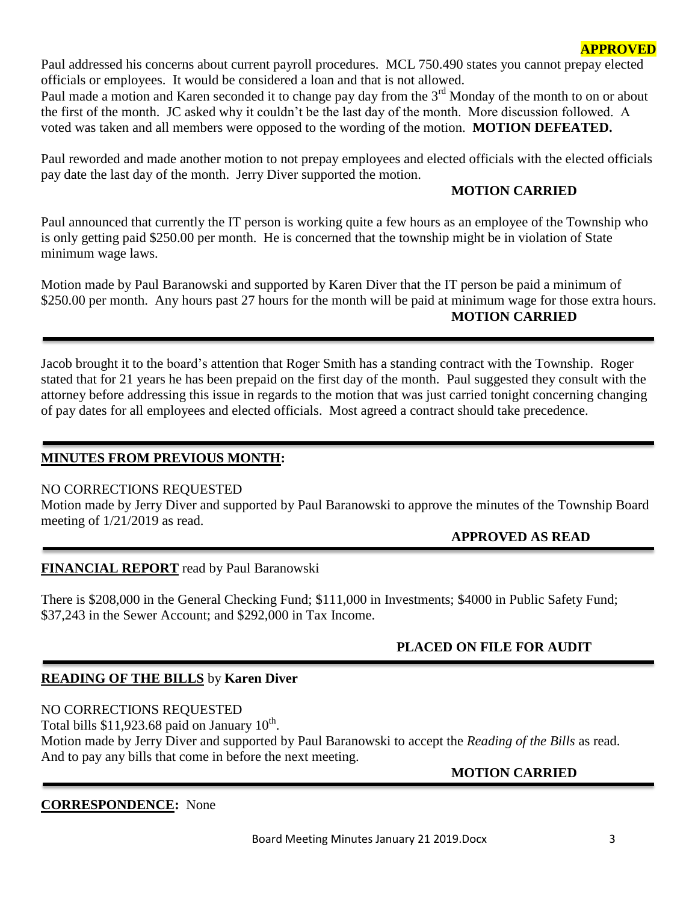**APPROVED**

Paul addressed his concerns about current payroll procedures. MCL 750.490 states you cannot prepay elected officials or employees. It would be considered a loan and that is not allowed.

Paul made a motion and Karen seconded it to change pay day from the 3rd Monday of the month to on or about the first of the month. JC asked why it couldn't be the last day of the month. More discussion followed. A voted was taken and all members were opposed to the wording of the motion. **MOTION DEFEATED.**

Paul reworded and made another motion to not prepay employees and elected officials with the elected officials pay date the last day of the month. Jerry Diver supported the motion.

**MOTION CARRIED**

Paul announced that currently the IT person is working quite a few hours as an employee of the Township who is only getting paid $250.00 per month. He is concerned that the township might be in violation of State minimum wage laws.

Motion made by Paul Baranowski and supported by Karen Diver that the IT person be paid a minimum of $250.00 per month. Any hours past 27 hours for the month will be paid at minimum wage for those extra hours.

**MOTION CARRIED**

---

Jacob brought it to the board's attention that Roger Smith has a standing contract with the Township. Roger stated that for 21 years he has been prepaid on the first day of the month. Paul suggested they consult with the attorney before addressing this issue in regards to the motion that was just carried tonight concerning changing of pay dates for all employees and elected officials. Most agreed a contract should take precedence.

---

**MINUTES FROM PREVIOUS MONTH:**

NO CORRECTIONS REQUESTED

Motion made by Jerry Diver and supported by Paul Baranowski to approve the minutes of the Township Board meeting of 1/21/2019 as read.

**APPROVED AS READ**

---

**FINANCIAL REPORT** read by Paul Baranowski

There is $208,000 in the General Checking Fund; $111,000 in Investments; $4000 in Public Safety Fund; $37,243 in the Sewer Account; and $292,000 in Tax Income.

**PLACED ON FILE FOR AUDIT**

---

**READING OF THE BILLS** by **Karen Diver**

NO CORRECTIONS REQUESTED

Total bills $11,923.68 paid on January 10th.

Motion made by Jerry Diver and supported by Paul Baranowski to accept the *Reading of the Bills* as read. And to pay any bills that come in before the next meeting.

**MOTION CARRIED**

---

**CORRESPONDENCE:** None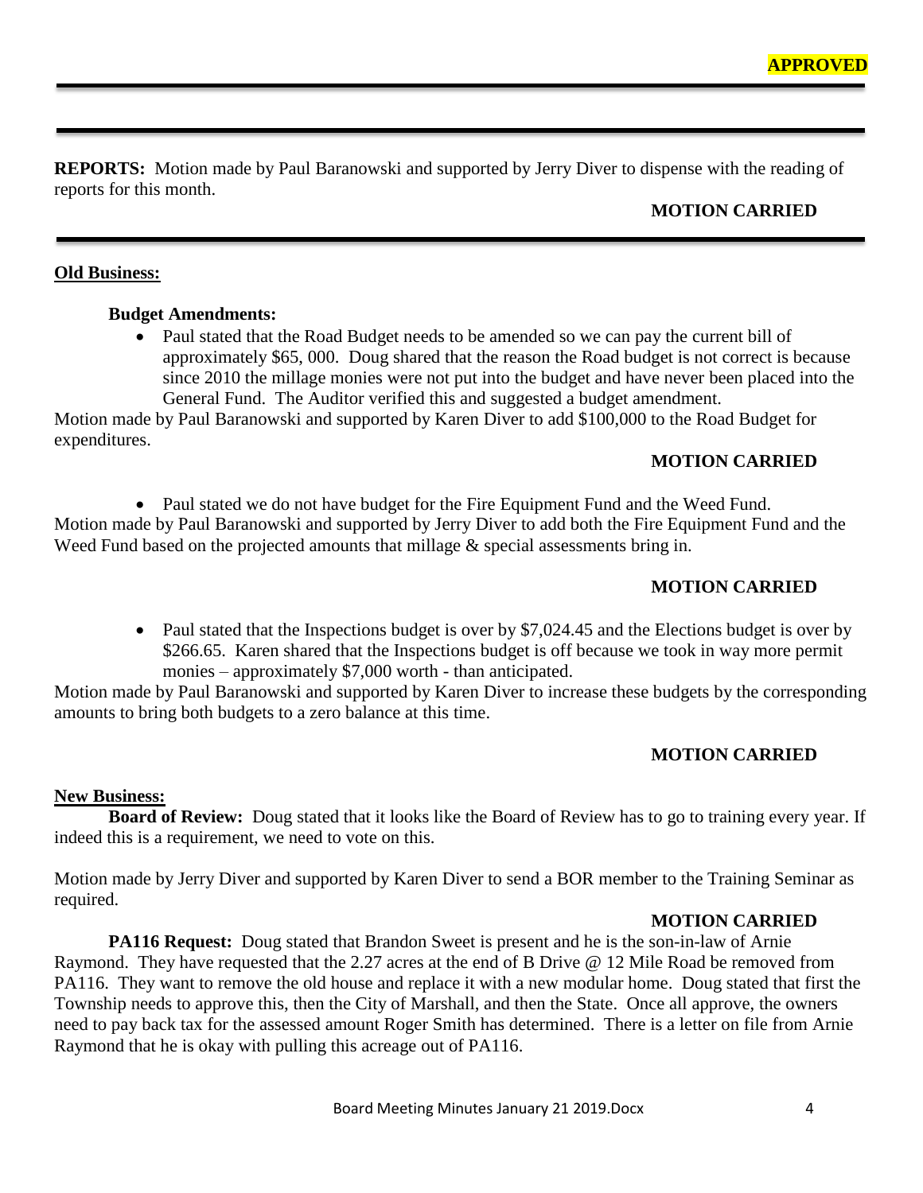**APPROVED**

---

**REPORTS:** Motion made by Paul Baranowski and supported by Jerry Diver to dispense with the reading of reports for this month.

**MOTION CARRIED**

---

**Old Business:**

**Budget Amendments:**

- Paul stated that the Road Budget needs to be amended so we can pay the current bill of approximately $65, 000. Doug shared that the reason the Road budget is not correct is because since 2010 the millage monies were not put into the budget and have never been placed into the General Fund. The Auditor verified this and suggested a budget amendment.

Motion made by Paul Baranowski and supported by Karen Diver to add $100,000 to the Road Budget for expenditures.

**MOTION CARRIED**

- Paul stated we do not have budget for the Fire Equipment Fund and the Weed Fund.

Motion made by Paul Baranowski and supported by Jerry Diver to add both the Fire Equipment Fund and the Weed Fund based on the projected amounts that millage & special assessments bring in.

**MOTION CARRIED**

- Paul stated that the Inspections budget is over by $7,024.45 and the Elections budget is over by $266.65. Karen shared that the Inspections budget is off because we took in way more permit monies – approximately $7,000 worth - than anticipated.

Motion made by Paul Baranowski and supported by Karen Diver to increase these budgets by the corresponding amounts to bring both budgets to a zero balance at this time.

**MOTION CARRIED**

**New Business:**

**Board of Review:** Doug stated that it looks like the Board of Review has to go to training every year. If indeed this is a requirement, we need to vote on this.

Motion made by Jerry Diver and supported by Karen Diver to send a BOR member to the Training Seminar as required.

**MOTION CARRIED**

**PA116 Request:** Doug stated that Brandon Sweet is present and he is the son-in-law of Arnie Raymond. They have requested that the 2.27 acres at the end of B Drive @ 12 Mile Road be removed from PA116. They want to remove the old house and replace it with a new modular home. Doug stated that first the Township needs to approve this, then the City of Marshall, and then the State. Once all approve, the owners need to pay back tax for the assessed amount Roger Smith has determined. There is a letter on file from Arnie Raymond that he is okay with pulling this acreage out of PA116.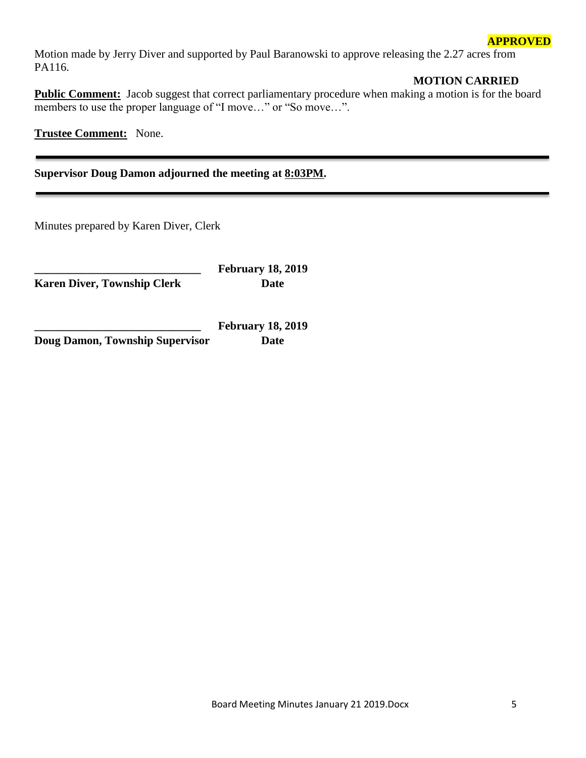**APPROVED**

Motion made by Jerry Diver and supported by Paul Baranowski to approve releasing the 2.27 acres from PA116.

**MOTION CARRIED**

**Public Comment:** Jacob suggest that correct parliamentary procedure when making a motion is for the board members to use the proper language of "I move…" or "So move…".

**Trustee Comment:** None.

---

**Supervisor Doug Damon adjourned the meeting at 8:03PM.**

---

Minutes prepared by Karen Diver, Clerk

**_____________________________ February 18, 2019**
**Karen Diver, Township Clerk Date**

**_____________________________ February 18, 2019**
**Doug Damon, Township Supervisor Date**